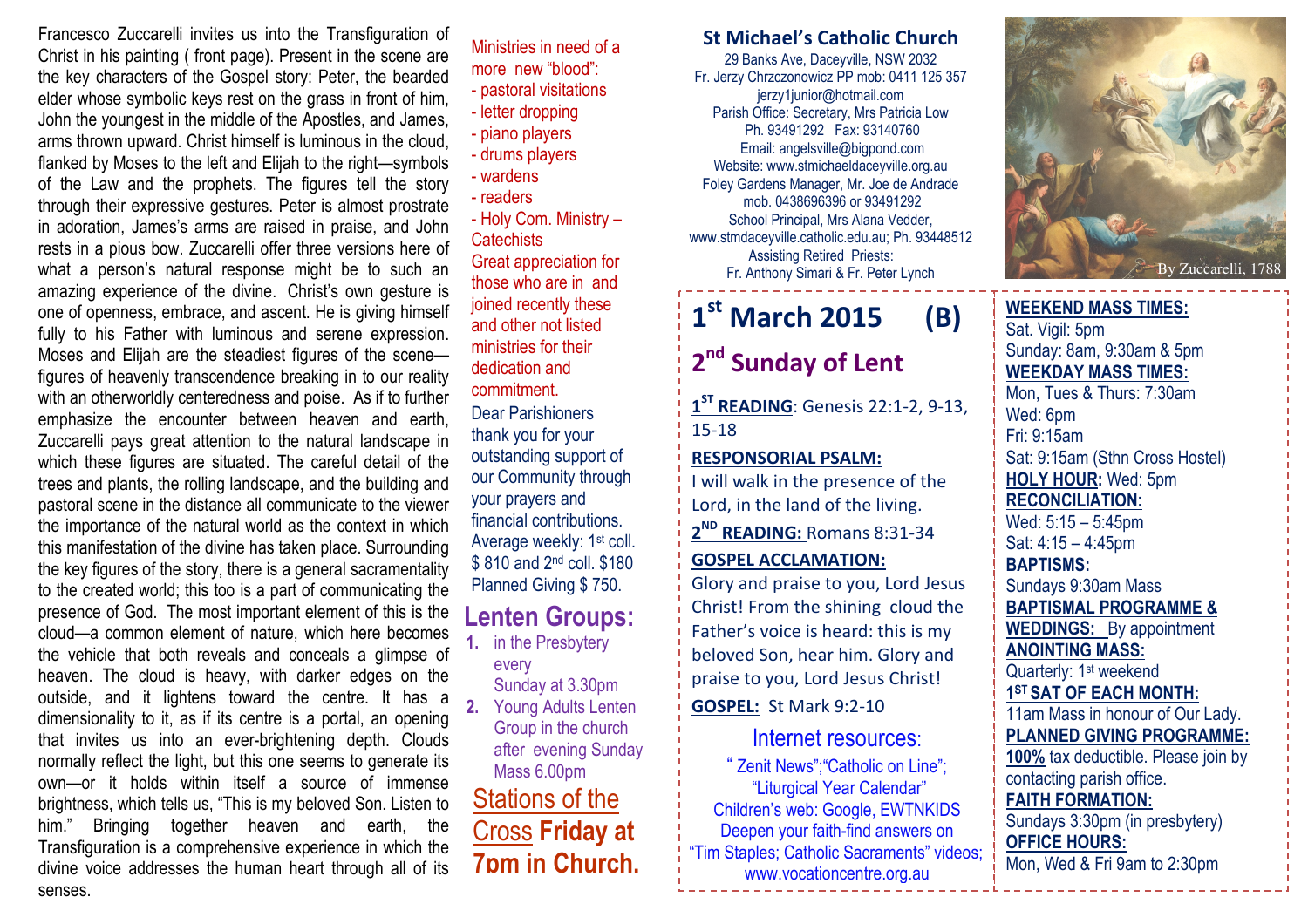Francesco Zuccarelli invites us into the Transfiguration of Christ in his painting ( front page). Present in the scene are the key characters of the Gospel story: Peter, the bearded elder whose symbolic keys rest on the grass in front of him, John the youngest in the middle of the Apostles, and James, arms thrown upward. Christ himself is luminous in the cloud, flanked by Moses to the left and Elijah to the right—symbols of the Law and the prophets. The figures tell the story through their expressive gestures. Peter is almost prostrate in adoration, James's arms are raised in praise, and John rests in a pious bow. Zuccarelli offer three versions here of what a person's natural response might be to such an amazing experience of the divine. Christ's own gesture is one of openness, embrace, and ascent. He is giving himself fully to his Father with luminous and serene expression. Moses and Elijah are the steadiest figures of the scene—figures of heavenly transcendence breaking in to our reality with an otherworldly centeredness and poise. As if to further emphasize the encounter between heaven and earth, Zuccarelli pays great attention to the natural landscape in which these figures are situated. The careful detail of the trees and plants, the rolling landscape, and the building and pastoral scene in the distance all communicate to the viewer the importance of the natural world as the context in which this manifestation of the divine has taken place. Surrounding the key figures of the story, there is a general sacramentality to the created world; this too is a part of communicating the presence of God. The most important element of this is the cloud—a common element of nature, which here becomes the vehicle that both reveals and conceals a glimpse of heaven. The cloud is heavy, with darker edges on the outside, and it lightens toward the centre. It has a dimensionality to it, as if its centre is a portal, an opening that invites us into an ever-brightening depth. Clouds normally reflect the light, but this one seems to generate its own—or it holds within itself a source of immense brightness, which tells us, "This is my beloved Son. Listen to him." Bringing together heaven and earth, the Transfiguration is a comprehensive experience in which the divine voice addresses the human heart through all of its senses.

Ministries in need of a more new "blood":
- pastoral visitations
- letter dropping
- piano players
- drums players
- wardens
- readers
- Holy Com. Ministry – Catechists

Great appreciation for those who are in and joined recently these and other not listed ministries for their dedication and commitment.

Dear Parishioners thank you for your outstanding support of our Community through your prayers and financial contributions. Average weekly: 1st coll. $ 810 and 2nd coll. $180 Planned Giving $ 750.

## Lenten Groups:

1. in the Presbytery every Sunday at 3.30pm
2. Young Adults Lenten Group in the church after evening Sunday Mass 6.00pm

**Stations of the Cross Friday at 7pm in Church.**

## St Michael's Catholic Church

29 Banks Ave, Daceyville, NSW 2032
Fr. Jerzy Chrzczonowicz PP mob: 0411 125 357
jerzy1junior@hotmail.com
Parish Office: Secretary, Mrs Patricia Low
Ph. 93491292 Fax: 93140760
Email: angelsville@bigpond.com
Website: www.stmichaeldaceyville.org.au
Foley Gardens Manager, Mr. Joe de Andrade
mob. 0438696396 or 93491292
School Principal, Mrs Alana Vedder,
www.stmdaceyville.catholic.edu.au; Ph. 93448512
Assisting Retired Priests:
Fr. Anthony Simari & Fr. Peter Lynch

By Zuccarelli, 1788

# 1st March 2015 (B)

## 2nd Sunday of Lent

**1ST READING**: Genesis 22:1-2, 9-13, 15-18

**RESPONSORIAL PSALM:**
I will walk in the presence of the Lord, in the land of the living.

**2ND READING:** Romans 8:31-34

**GOSPEL ACCLAMATION:**
Glory and praise to you, Lord Jesus Christ! From the shining cloud the Father's voice is heard: this is my beloved Son, hear him. Glory and praise to you, Lord Jesus Christ!

**GOSPEL:** St Mark 9:2-10

### Internet resources:

" Zenit News";"Catholic on Line";
"Liturgical Year Calendar"
Children's web: Google, EWTNKIDS
Deepen your faith-find answers on
"Tim Staples; Catholic Sacraments" videos;
www.vocationcentre.org.au

**WEEKEND MASS TIMES:**
Sat. Vigil: 5pm
Sunday: 8am, 9:30am & 5pm

**WEEKDAY MASS TIMES:**
Mon, Tues & Thurs: 7:30am
Wed: 6pm
Fri: 9:15am
Sat: 9:15am (Sthn Cross Hostel)

**HOLY HOUR:** Wed: 5pm

**RECONCILIATION:**
Wed: 5:15 – 5:45pm
Sat: 4:15 – 4:45pm

**BAPTISMS:**
Sundays 9:30am Mass

**BAPTISMAL PROGRAMME & WEDDINGS:** By appointment

**ANOINTING MASS:**
Quarterly: 1st weekend

**1ST SAT OF EACH MONTH:**
11am Mass in honour of Our Lady.

**PLANNED GIVING PROGRAMME:**
**100%** tax deductible. Please join by contacting parish office.

**FAITH FORMATION:**
Sundays 3:30pm (in presbytery)

**OFFICE HOURS:**
Mon, Wed & Fri 9am to 2:30pm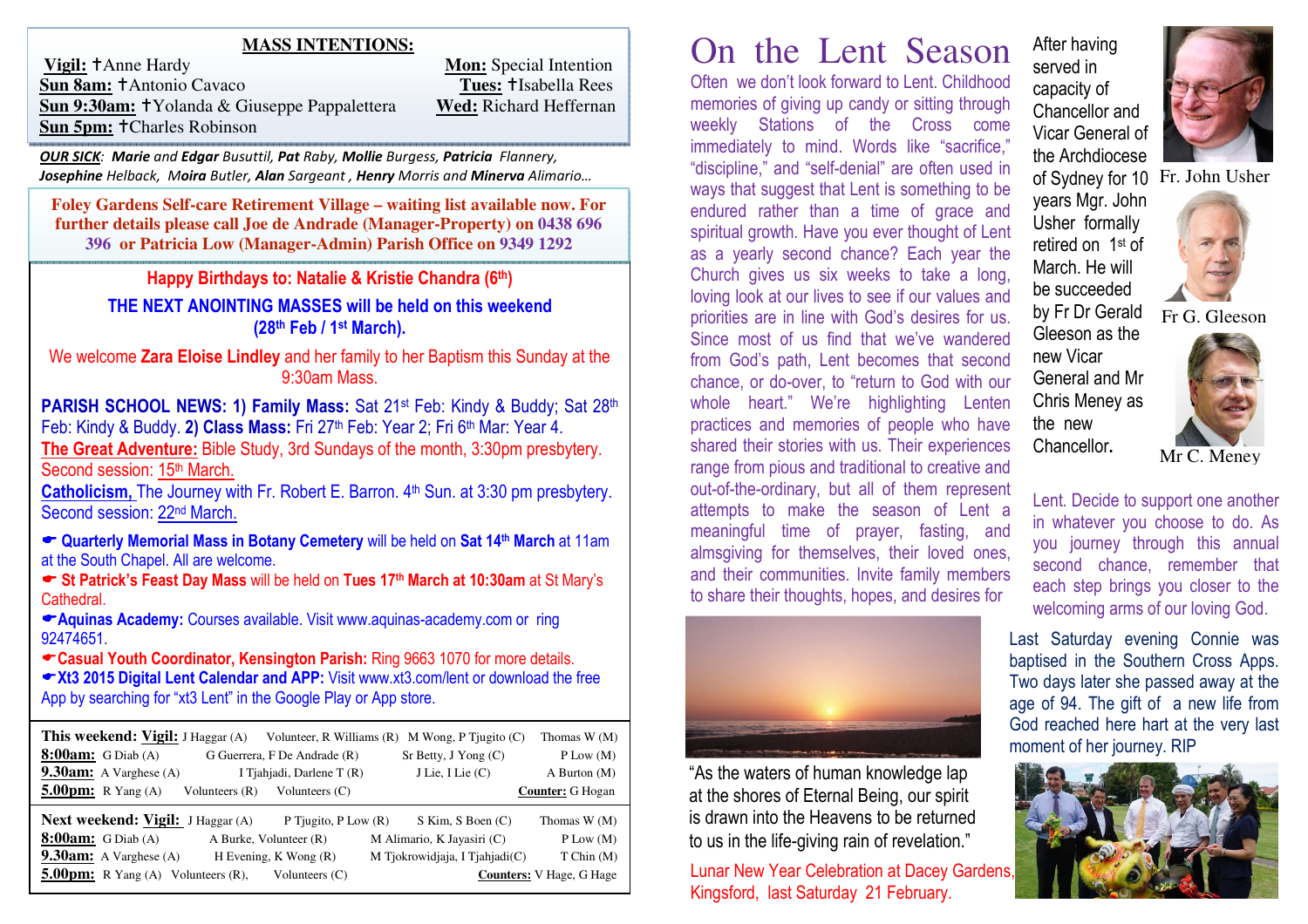## MASS INTENTIONS:

**Vigil:** †Anne Hardy
**Sun 8am:** †Antonio Cavaco
**Sun 9:30am:** †Yolanda & Giuseppe Pappalettera
**Sun 5pm:** †Charles Robinson

**Mon:** Special Intention
**Tues:** †Isabella Rees
**Wed:** Richard Heffernan

***OUR SICK:*** *Marie* and *Edgar* Busuttil, *Pat* Raby, *Mollie* Burgess, *Patricia* Flannery, *Josephine* Helback, *Moira* Butler, *Alan* Sargeant , *Henry* Morris and *Minerva* Alimario…

**Foley Gardens Self-care Retirement Village – waiting list available now. For further details please call Joe de Andrade (Manager-Property) on 0438 696 396 or Patricia Low (Manager-Admin) Parish Office on 9349 1292**

**Happy Birthdays to: Natalie & Kristie Chandra (6th)**

**THE NEXT ANOINTING MASSES will be held on this weekend (28th Feb / 1st March).**

We welcome **Zara Eloise Lindley** and her family to her Baptism this Sunday at the 9:30am Mass.

**PARISH SCHOOL NEWS: 1) Family Mass:** Sat 21st Feb: Kindy & Buddy; Sat 28th Feb: Kindy & Buddy. **2) Class Mass:** Fri 27th Feb: Year 2; Fri 6th Mar: Year 4.

**The Great Adventure:** Bible Study, 3rd Sundays of the month, 3:30pm presbytery. Second session: 15th March.

**Catholicism,** The Journey with Fr. Robert E. Barron. 4th Sun. at 3:30 pm presbytery. Second session: 22nd March.

- **Quarterly Memorial Mass in Botany Cemetery** will be held on **Sat 14th March** at 11am at the South Chapel. All are welcome.
- **St Patrick's Feast Day Mass** will be held on **Tues 17th March at 10:30am** at St Mary's Cathedral.
- **Aquinas Academy:** Courses available. Visit www.aquinas-academy.com or ring 92474651.
- **Casual Youth Coordinator, Kensington Parish:** Ring 9663 1070 for more details.
- **Xt3 2015 Digital Lent Calendar and APP:** Visit www.xt3.com/lent or download the free App by searching for "xt3 Lent" in the Google Play or App store.

| | | | | |
|---|---|---|---|---|
| **This weekend: Vigil:** J Haggar (A) | Volunteer, R Williams (R) | M Wong, P Tjugito (C) | Thomas W (M) | |
| **8:00am:** G Diab (A) | G Guerrera, F De Andrade (R) | Sr Betty, J Yong (C) | P Low (M) | |
| **9.30am:** A Varghese (A) | I Tjahjadi, Darlene T (R) | J Lie, I Lie (C) | A Burton (M) | |
| **5.00pm:** R Yang (A) | Volunteers (R) | Volunteers (C) | | **Counter:** G Hogan |
| **Next weekend: Vigil:** J Haggar (A) | P Tjugito, P Low (R) | S Kim, S Boen (C) | Thomas W (M) | |
| **8:00am:** G Diab (A) | A Burke, Volunteer (R) | M Alimario, K Jayasiri (C) | P Low (M) | |
| **9.30am:** A Varghese (A) | H Evening, K Wong (R) | M Tjokrowidjaja, I Tjahjadi(C) | T Chin (M) | |
| **5.00pm:** R Yang (A) | Volunteers (R), | Volunteers (C) | | **Counters:** V Hage, G Hage |

# On the Lent Season

Often we don't look forward to Lent. Childhood memories of giving up candy or sitting through weekly Stations of the Cross come immediately to mind. Words like "sacrifice," "discipline," and "self-denial" are often used in ways that suggest that Lent is something to be endured rather than a time of grace and spiritual growth. Have you ever thought of Lent as a yearly second chance? Each year the Church gives us six weeks to take a long, loving look at our lives to see if our values and priorities are in line with God's desires for us. Since most of us find that we've wandered from God's path, Lent becomes that second chance, or do-over, to "return to God with our whole heart." We're highlighting Lenten practices and memories of people who have shared their stories with us. Their experiences range from pious and traditional to creative and out-of-the-ordinary, but all of them represent attempts to make the season of Lent a meaningful time of prayer, fasting, and almsgiving for themselves, their loved ones, and their communities. Invite family members to share their thoughts, hopes, and desires for Lent. Decide to support one another in whatever you choose to do. As you journey through this annual second chance, remember that each step brings you closer to the welcoming arms of our loving God.

"As the waters of human knowledge lap at the shores of Eternal Being, our spirit is drawn into the Heavens to be returned to us in the life-giving rain of revelation."

Lunar New Year Celebration at Dacey Gardens, Kingsford, last Saturday 21 February.

After having served in capacity of Chancellor and Vicar General of the Archdiocese of Sydney for 10 years Mgr. John Usher formally retired on 1st of March. He will be succeeded by Fr Dr Gerald Gleeson as the new Vicar General and Mr Chris Meney as the new Chancellor.

Fr. John Usher

Fr G. Gleeson

Mr C. Meney

Last Saturday evening Connie was baptised in the Southern Cross Apps. Two days later she passed away at the age of 94. The gift of a new life from God reached here hart at the very last moment of her journey. RIP